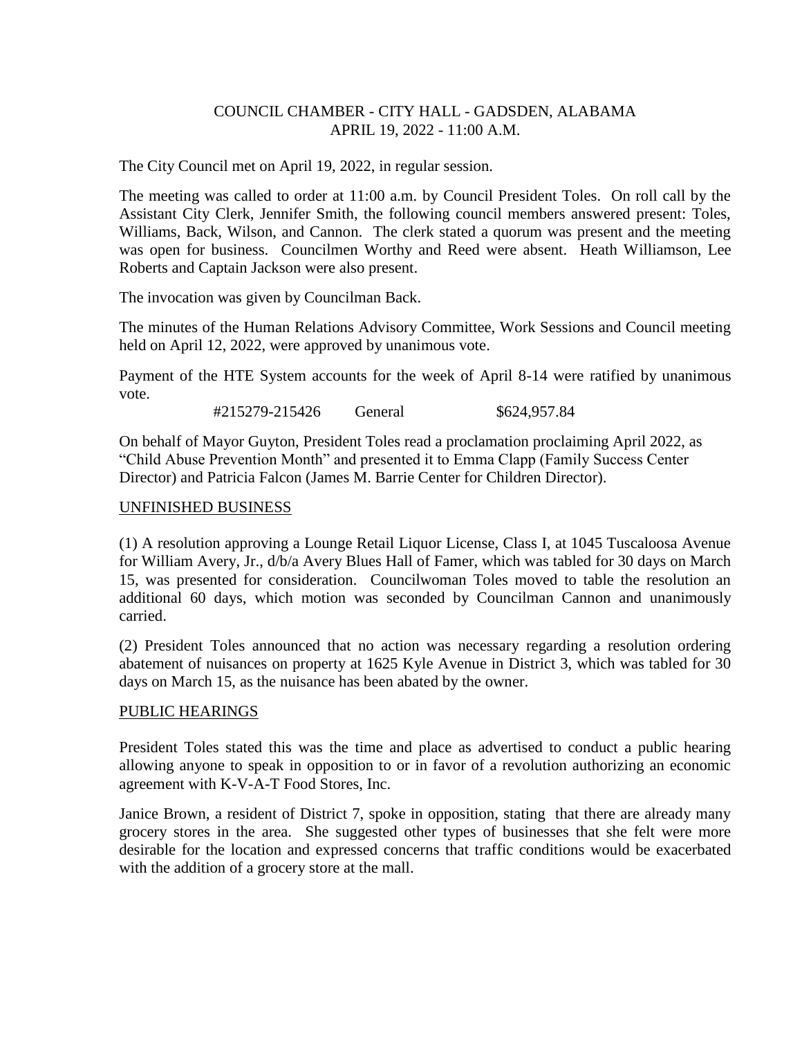COUNCIL CHAMBER - CITY HALL - GADSDEN, ALABAMA
APRIL 19, 2022 - 11:00 A.M.

The City Council met on April 19, 2022, in regular session.

The meeting was called to order at 11:00 a.m. by Council President Toles. On roll call by the Assistant City Clerk, Jennifer Smith, the following council members answered present: Toles, Williams, Back, Wilson, and Cannon. The clerk stated a quorum was present and the meeting was open for business. Councilmen Worthy and Reed were absent. Heath Williamson, Lee Roberts and Captain Jackson were also present.

The invocation was given by Councilman Back.

The minutes of the Human Relations Advisory Committee, Work Sessions and Council meeting held on April 12, 2022, were approved by unanimous vote.

Payment of the HTE System accounts for the week of April 8-14 were ratified by unanimous vote.

| | | |
|---|---|---|
| #215279-215426 | General | $624,957.84 |

On behalf of Mayor Guyton, President Toles read a proclamation proclaiming April 2022, as "Child Abuse Prevention Month" and presented it to Emma Clapp (Family Success Center Director) and Patricia Falcon (James M. Barrie Center for Children Director).

UNFINISHED BUSINESS

(1) A resolution approving a Lounge Retail Liquor License, Class I, at 1045 Tuscaloosa Avenue for William Avery, Jr., d/b/a Avery Blues Hall of Famer, which was tabled for 30 days on March 15, was presented for consideration. Councilwoman Toles moved to table the resolution an additional 60 days, which motion was seconded by Councilman Cannon and unanimously carried.

(2) President Toles announced that no action was necessary regarding a resolution ordering abatement of nuisances on property at 1625 Kyle Avenue in District 3, which was tabled for 30 days on March 15, as the nuisance has been abated by the owner.

PUBLIC HEARINGS

President Toles stated this was the time and place as advertised to conduct a public hearing allowing anyone to speak in opposition to or in favor of a revolution authorizing an economic agreement with K-V-A-T Food Stores, Inc.

Janice Brown, a resident of District 7, spoke in opposition, stating that there are already many grocery stores in the area. She suggested other types of businesses that she felt were more desirable for the location and expressed concerns that traffic conditions would be exacerbated with the addition of a grocery store at the mall.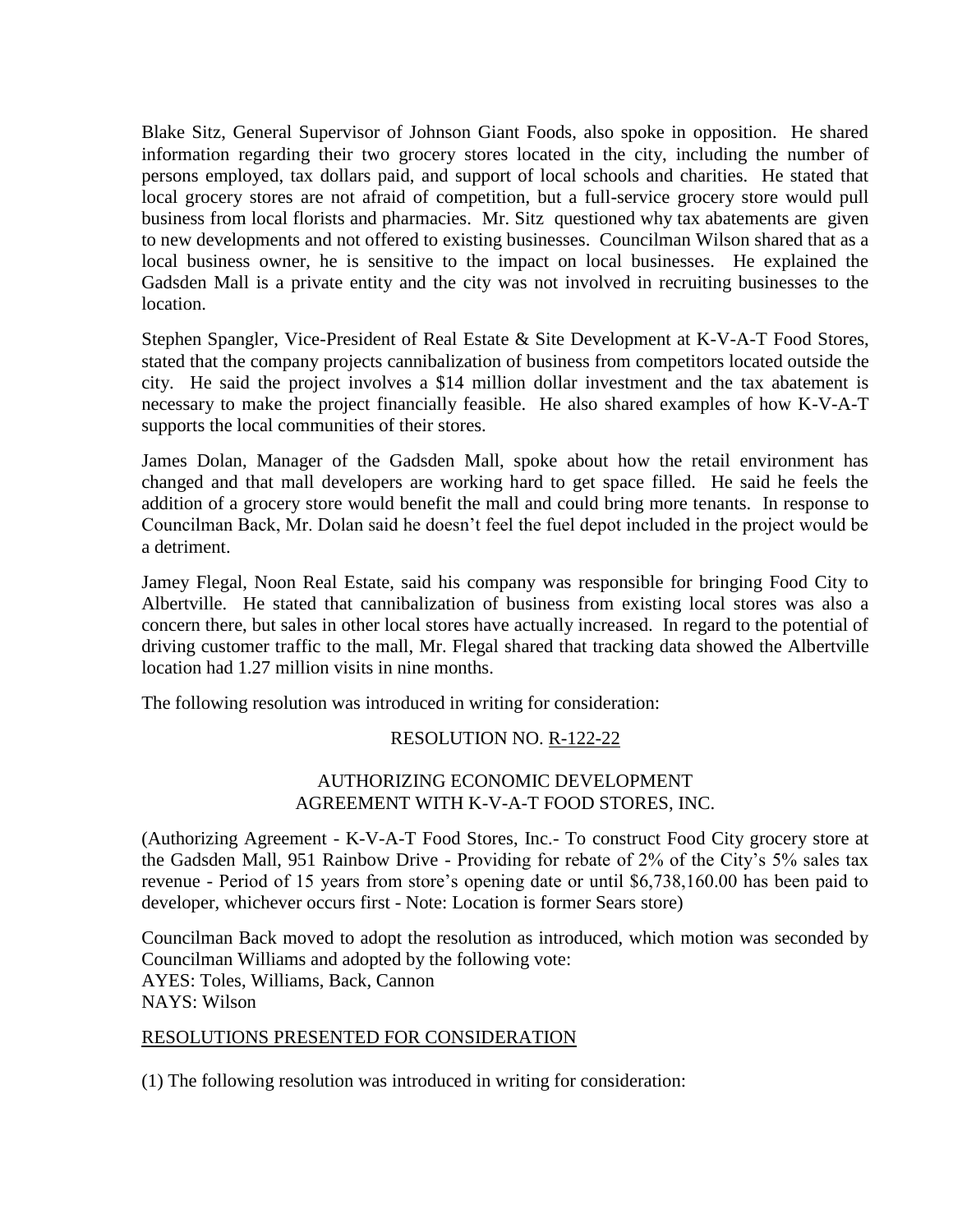Blake Sitz, General Supervisor of Johnson Giant Foods, also spoke in opposition. He shared information regarding their two grocery stores located in the city, including the number of persons employed, tax dollars paid, and support of local schools and charities. He stated that local grocery stores are not afraid of competition, but a full-service grocery store would pull business from local florists and pharmacies. Mr. Sitz questioned why tax abatements are given to new developments and not offered to existing businesses. Councilman Wilson shared that as a local business owner, he is sensitive to the impact on local businesses. He explained the Gadsden Mall is a private entity and the city was not involved in recruiting businesses to the location.

Stephen Spangler, Vice-President of Real Estate & Site Development at K-V-A-T Food Stores, stated that the company projects cannibalization of business from competitors located outside the city. He said the project involves a $14 million dollar investment and the tax abatement is necessary to make the project financially feasible. He also shared examples of how K-V-A-T supports the local communities of their stores.

James Dolan, Manager of the Gadsden Mall, spoke about how the retail environment has changed and that mall developers are working hard to get space filled. He said he feels the addition of a grocery store would benefit the mall and could bring more tenants. In response to Councilman Back, Mr. Dolan said he doesn't feel the fuel depot included in the project would be a detriment.

Jamey Flegal, Noon Real Estate, said his company was responsible for bringing Food City to Albertville. He stated that cannibalization of business from existing local stores was also a concern there, but sales in other local stores have actually increased. In regard to the potential of driving customer traffic to the mall, Mr. Flegal shared that tracking data showed the Albertville location had 1.27 million visits in nine months.

The following resolution was introduced in writing for consideration:

RESOLUTION NO. R-122-22

AUTHORIZING ECONOMIC DEVELOPMENT AGREEMENT WITH K-V-A-T FOOD STORES, INC.

(Authorizing Agreement - K-V-A-T Food Stores, Inc.- To construct Food City grocery store at the Gadsden Mall, 951 Rainbow Drive - Providing for rebate of 2% of the City's 5% sales tax revenue - Period of 15 years from store's opening date or until $6,738,160.00 has been paid to developer, whichever occurs first - Note: Location is former Sears store)

Councilman Back moved to adopt the resolution as introduced, which motion was seconded by Councilman Williams and adopted by the following vote:
AYES: Toles, Williams, Back, Cannon
NAYS: Wilson

RESOLUTIONS PRESENTED FOR CONSIDERATION

(1) The following resolution was introduced in writing for consideration: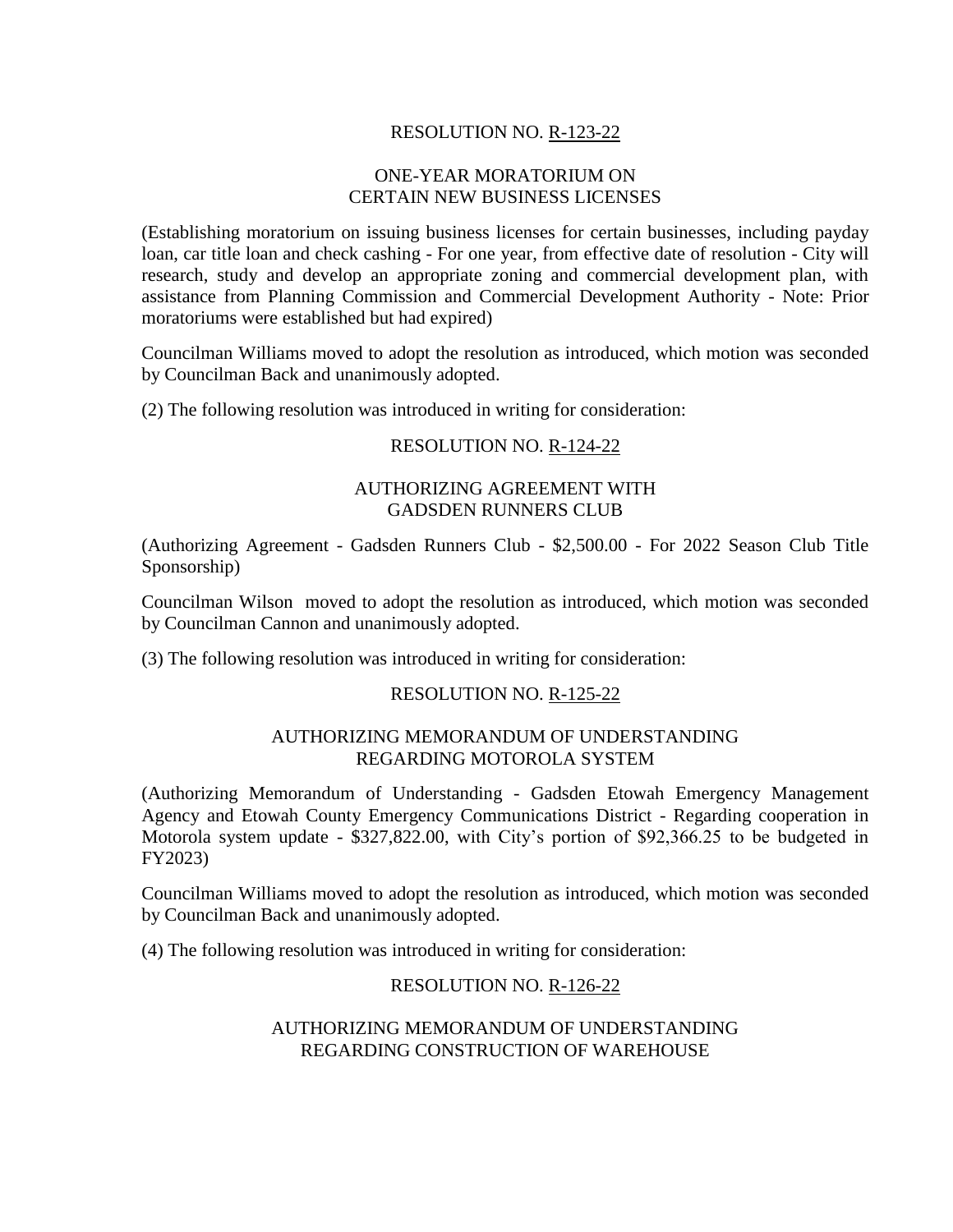RESOLUTION NO. R-123-22

ONE-YEAR MORATORIUM ON
CERTAIN NEW BUSINESS LICENSES

(Establishing moratorium on issuing business licenses for certain businesses, including payday loan, car title loan and check cashing - For one year, from effective date of resolution - City will research, study and develop an appropriate zoning and commercial development plan, with assistance from Planning Commission and Commercial Development Authority - Note: Prior moratoriums were established but had expired)

Councilman Williams moved to adopt the resolution as introduced, which motion was seconded by Councilman Back and unanimously adopted.

(2) The following resolution was introduced in writing for consideration:

RESOLUTION NO. R-124-22

AUTHORIZING AGREEMENT WITH
GADSDEN RUNNERS CLUB

(Authorizing Agreement - Gadsden Runners Club - $2,500.00 - For 2022 Season Club Title Sponsorship)

Councilman Wilson moved to adopt the resolution as introduced, which motion was seconded by Councilman Cannon and unanimously adopted.

(3) The following resolution was introduced in writing for consideration:

RESOLUTION NO. R-125-22

AUTHORIZING MEMORANDUM OF UNDERSTANDING
REGARDING MOTOROLA SYSTEM

(Authorizing Memorandum of Understanding - Gadsden Etowah Emergency Management Agency and Etowah County Emergency Communications District - Regarding cooperation in Motorola system update - $327,822.00, with City's portion of $92,366.25 to be budgeted in FY2023)

Councilman Williams moved to adopt the resolution as introduced, which motion was seconded by Councilman Back and unanimously adopted.

(4) The following resolution was introduced in writing for consideration:

RESOLUTION NO. R-126-22

AUTHORIZING MEMORANDUM OF UNDERSTANDING
REGARDING CONSTRUCTION OF WAREHOUSE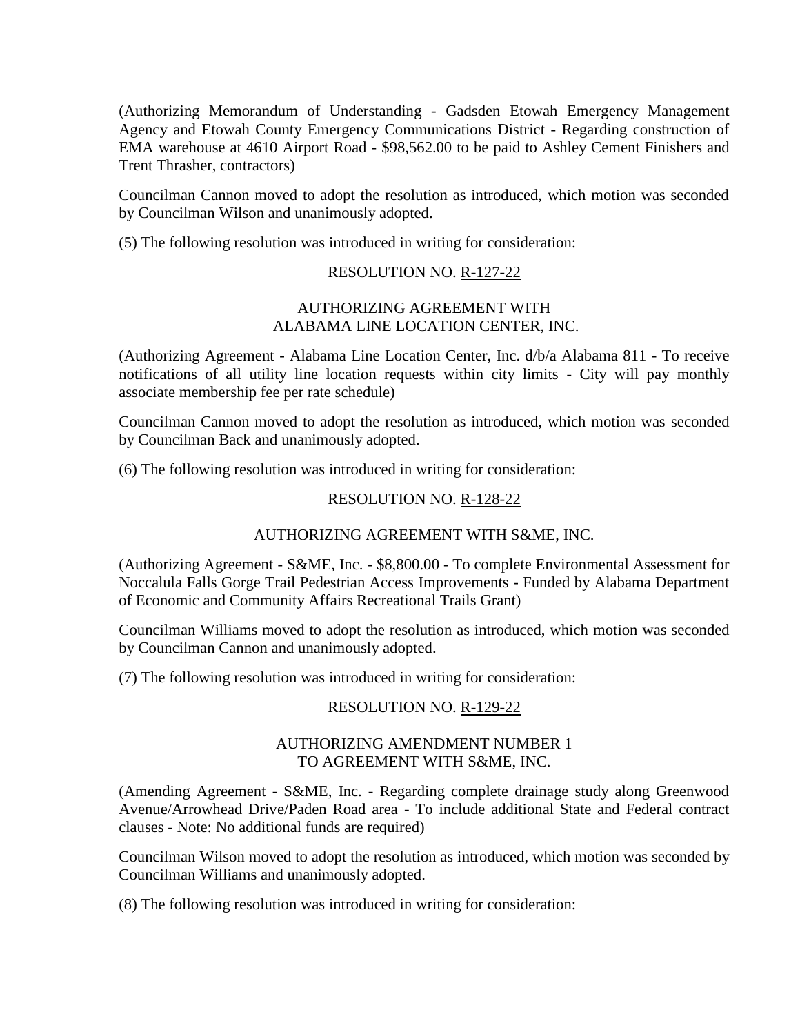(Authorizing Memorandum of Understanding - Gadsden Etowah Emergency Management Agency and Etowah County Emergency Communications District - Regarding construction of EMA warehouse at 4610 Airport Road - $98,562.00 to be paid to Ashley Cement Finishers and Trent Thrasher, contractors)

Councilman Cannon moved to adopt the resolution as introduced, which motion was seconded by Councilman Wilson and unanimously adopted.

(5) The following resolution was introduced in writing for consideration:

RESOLUTION NO. R-127-22

AUTHORIZING AGREEMENT WITH
ALABAMA LINE LOCATION CENTER, INC.

(Authorizing Agreement - Alabama Line Location Center, Inc. d/b/a Alabama 811 - To receive notifications of all utility line location requests within city limits - City will pay monthly associate membership fee per rate schedule)

Councilman Cannon moved to adopt the resolution as introduced, which motion was seconded by Councilman Back and unanimously adopted.

(6) The following resolution was introduced in writing for consideration:

RESOLUTION NO. R-128-22

AUTHORIZING AGREEMENT WITH S&ME, INC.

(Authorizing Agreement - S&ME, Inc. - $8,800.00 - To complete Environmental Assessment for Noccalula Falls Gorge Trail Pedestrian Access Improvements - Funded by Alabama Department of Economic and Community Affairs Recreational Trails Grant)

Councilman Williams moved to adopt the resolution as introduced, which motion was seconded by Councilman Cannon and unanimously adopted.

(7) The following resolution was introduced in writing for consideration:

RESOLUTION NO. R-129-22

AUTHORIZING AMENDMENT NUMBER 1
TO AGREEMENT WITH S&ME, INC.

(Amending Agreement - S&ME, Inc. - Regarding complete drainage study along Greenwood Avenue/Arrowhead Drive/Paden Road area - To include additional State and Federal contract clauses - Note: No additional funds are required)

Councilman Wilson moved to adopt the resolution as introduced, which motion was seconded by Councilman Williams and unanimously adopted.

(8) The following resolution was introduced in writing for consideration: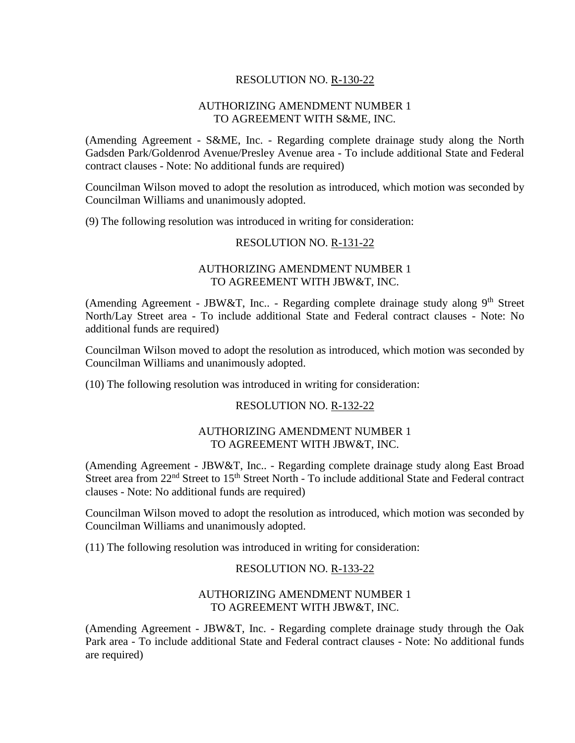RESOLUTION NO. R-130-22

AUTHORIZING AMENDMENT NUMBER 1
TO AGREEMENT WITH S&ME, INC.

(Amending Agreement - S&ME, Inc. - Regarding complete drainage study along the North Gadsden Park/Goldenrod Avenue/Presley Avenue area - To include additional State and Federal contract clauses - Note: No additional funds are required)

Councilman Wilson moved to adopt the resolution as introduced, which motion was seconded by Councilman Williams and unanimously adopted.

(9) The following resolution was introduced in writing for consideration:

RESOLUTION NO. R-131-22

AUTHORIZING AMENDMENT NUMBER 1
TO AGREEMENT WITH JBW&T, INC.

(Amending Agreement - JBW&T, Inc.. - Regarding complete drainage study along 9th Street North/Lay Street area - To include additional State and Federal contract clauses - Note: No additional funds are required)

Councilman Wilson moved to adopt the resolution as introduced, which motion was seconded by Councilman Williams and unanimously adopted.

(10) The following resolution was introduced in writing for consideration:

RESOLUTION NO. R-132-22

AUTHORIZING AMENDMENT NUMBER 1
TO AGREEMENT WITH JBW&T, INC.

(Amending Agreement - JBW&T, Inc.. - Regarding complete drainage study along East Broad Street area from 22nd Street to 15th Street North - To include additional State and Federal contract clauses - Note: No additional funds are required)

Councilman Wilson moved to adopt the resolution as introduced, which motion was seconded by Councilman Williams and unanimously adopted.

(11) The following resolution was introduced in writing for consideration:

RESOLUTION NO. R-133-22

AUTHORIZING AMENDMENT NUMBER 1
TO AGREEMENT WITH JBW&T, INC.

(Amending Agreement - JBW&T, Inc. - Regarding complete drainage study through the Oak Park area - To include additional State and Federal contract clauses - Note: No additional funds are required)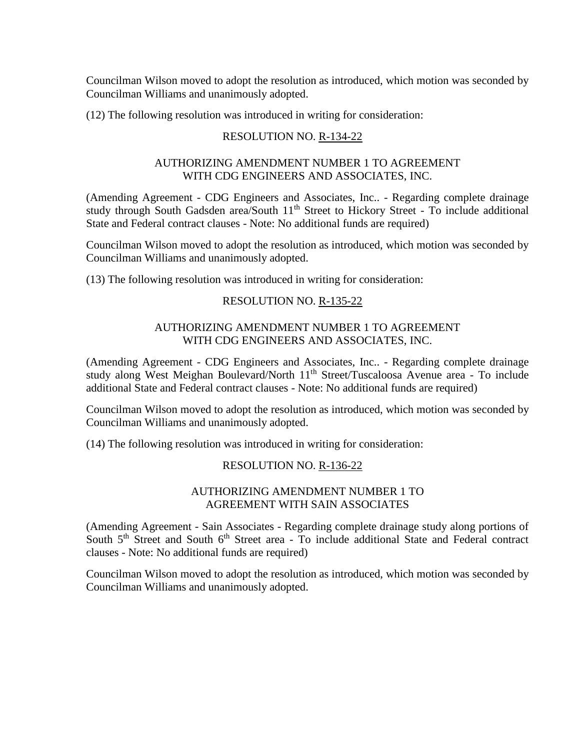Councilman Wilson moved to adopt the resolution as introduced, which motion was seconded by Councilman Williams and unanimously adopted.

(12) The following resolution was introduced in writing for consideration:

RESOLUTION NO. R-134-22

AUTHORIZING AMENDMENT NUMBER 1 TO AGREEMENT WITH CDG ENGINEERS AND ASSOCIATES, INC.

(Amending Agreement - CDG Engineers and Associates, Inc.. - Regarding complete drainage study through South Gadsden area/South 11th Street to Hickory Street - To include additional State and Federal contract clauses - Note: No additional funds are required)

Councilman Wilson moved to adopt the resolution as introduced, which motion was seconded by Councilman Williams and unanimously adopted.

(13) The following resolution was introduced in writing for consideration:

RESOLUTION NO. R-135-22

AUTHORIZING AMENDMENT NUMBER 1 TO AGREEMENT WITH CDG ENGINEERS AND ASSOCIATES, INC.

(Amending Agreement - CDG Engineers and Associates, Inc.. - Regarding complete drainage study along West Meighan Boulevard/North 11th Street/Tuscaloosa Avenue area - To include additional State and Federal contract clauses - Note: No additional funds are required)

Councilman Wilson moved to adopt the resolution as introduced, which motion was seconded by Councilman Williams and unanimously adopted.

(14) The following resolution was introduced in writing for consideration:

RESOLUTION NO. R-136-22

AUTHORIZING AMENDMENT NUMBER 1 TO AGREEMENT WITH SAIN ASSOCIATES

(Amending Agreement - Sain Associates - Regarding complete drainage study along portions of South 5th Street and South 6th Street area - To include additional State and Federal contract clauses - Note: No additional funds are required)

Councilman Wilson moved to adopt the resolution as introduced, which motion was seconded by Councilman Williams and unanimously adopted.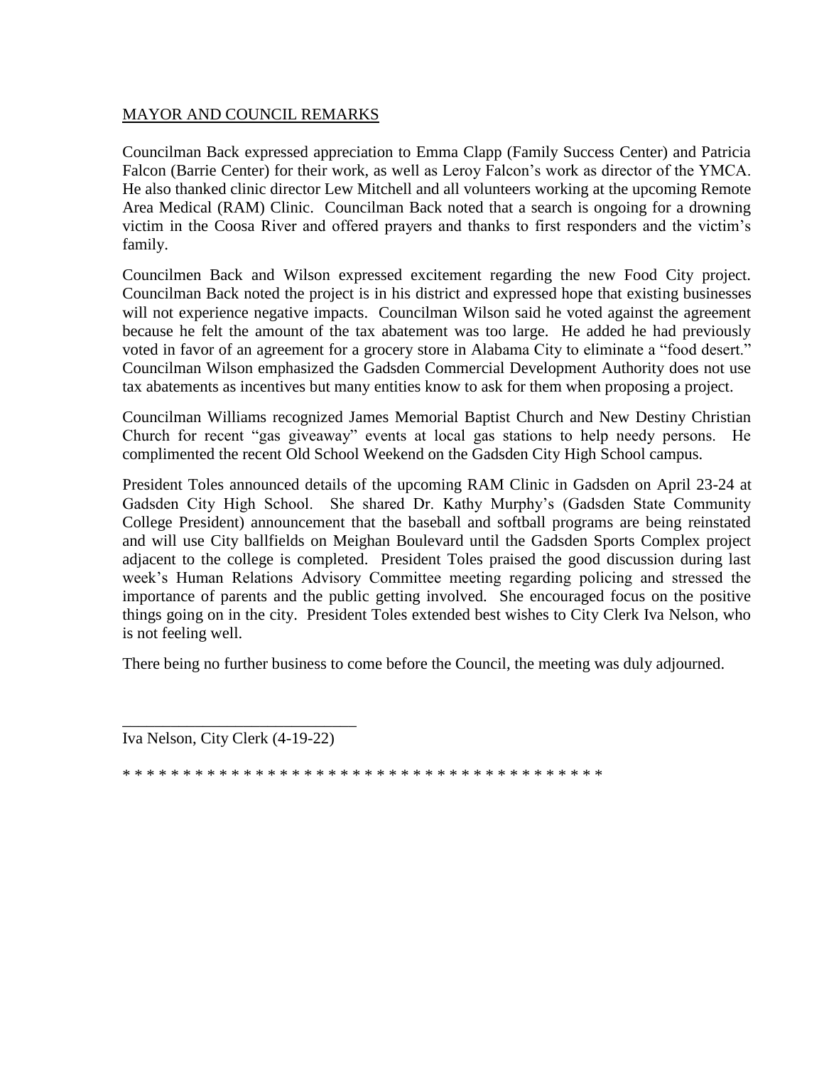## MAYOR AND COUNCIL REMARKS

Councilman Back expressed appreciation to Emma Clapp (Family Success Center) and Patricia Falcon (Barrie Center) for their work, as well as Leroy Falcon's work as director of the YMCA. He also thanked clinic director Lew Mitchell and all volunteers working at the upcoming Remote Area Medical (RAM) Clinic. Councilman Back noted that a search is ongoing for a drowning victim in the Coosa River and offered prayers and thanks to first responders and the victim's family.

Councilmen Back and Wilson expressed excitement regarding the new Food City project. Councilman Back noted the project is in his district and expressed hope that existing businesses will not experience negative impacts. Councilman Wilson said he voted against the agreement because he felt the amount of the tax abatement was too large. He added he had previously voted in favor of an agreement for a grocery store in Alabama City to eliminate a "food desert." Councilman Wilson emphasized the Gadsden Commercial Development Authority does not use tax abatements as incentives but many entities know to ask for them when proposing a project.

Councilman Williams recognized James Memorial Baptist Church and New Destiny Christian Church for recent "gas giveaway" events at local gas stations to help needy persons. He complimented the recent Old School Weekend on the Gadsden City High School campus.

President Toles announced details of the upcoming RAM Clinic in Gadsden on April 23-24 at Gadsden City High School. She shared Dr. Kathy Murphy's (Gadsden State Community College President) announcement that the baseball and softball programs are being reinstated and will use City ballfields on Meighan Boulevard until the Gadsden Sports Complex project adjacent to the college is completed. President Toles praised the good discussion during last week's Human Relations Advisory Committee meeting regarding policing and stressed the importance of parents and the public getting involved. She encouraged focus on the positive things going on in the city. President Toles extended best wishes to City Clerk Iva Nelson, who is not feeling well.

There being no further business to come before the Council, the meeting was duly adjourned.

\_\_\_\_\_\_\_\_\_\_\_\_\_\_\_\_\_\_\_\_\_\_\_\_\_\_\_\_\_\_

Iva Nelson, City Clerk (4-19-22)

\* \* \* \* \* \* \* \* \* \* \* \* \* \* \* \* \* \* \* \* \* \* \* \* \* \* \* \* \* \* \* \* \* \* \* \* \* \* \* \* \*